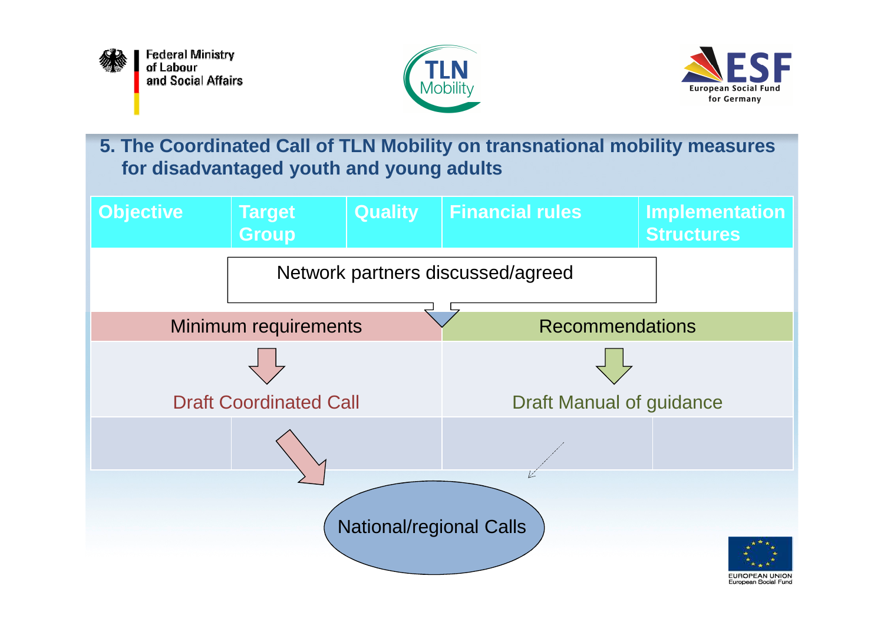Federal Ministry of Labour and Social Affairs

TLN Mobility

ESF European Social Fund for Germany

## 5. The Coordinated Call of TLN Mobility on transnational mobility measures for disadvantaged youth and young adults

| Objective | Target Group | Quality | Financial rules | Implementation Structures |
|---|---|---|---|---|

Network partners discussed/agreed

| Minimum requirements | Recommendations |
|---|---|
| Draft Coordinated Call | Draft Manual of guidance |

National/regional Calls

EUROPEAN UNION
European Social Fund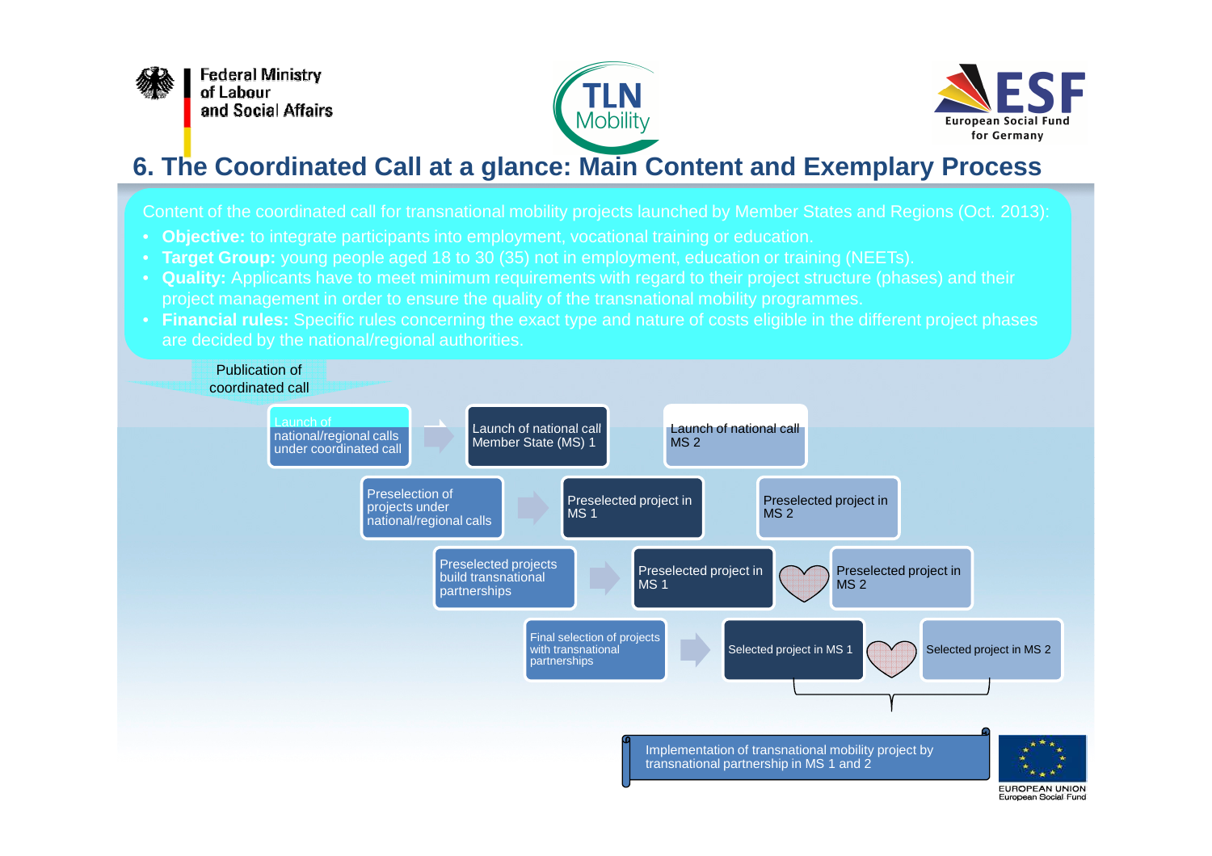Federal Ministry of Labour and Social Affairs

TLN Mobility

ESF European Social Fund for Germany

# 6. The Coordinated Call at a glance: Main Content and Exemplary Process

Content of the coordinated call for transnational mobility projects launched by Member States and Regions (Oct. 2013):

- **Objective:** to integrate participants into employment, vocational training or education.
- **Target Group:** young people aged 18 to 30 (35) not in employment, education or training (NEETs).
- **Quality:** Applicants have to meet minimum requirements with regard to their project structure (phases) and their project management in order to ensure the quality of the transnational mobility programmes.
- **Financial rules:** Specific rules concerning the exact type and nature of costs eligible in the different project phases are decided by the national/regional authorities.

Publication of coordinated call

Launch of national/regional calls under coordinated call → Launch of national call Member State (MS) 1 | Launch of national call MS 2

Preselection of projects under national/regional calls → Preselected project in MS 1 | Preselected project in MS 2

Preselected projects build transnational partnerships → Preselected project in MS 1 ♡ Preselected project in MS 2

Final selection of projects with transnational partnerships → Selected project in MS 1 ♡ Selected project in MS 2

Implementation of transnational mobility project by transnational partnership in MS 1 and 2

EUROPEAN UNION
European Social Fund